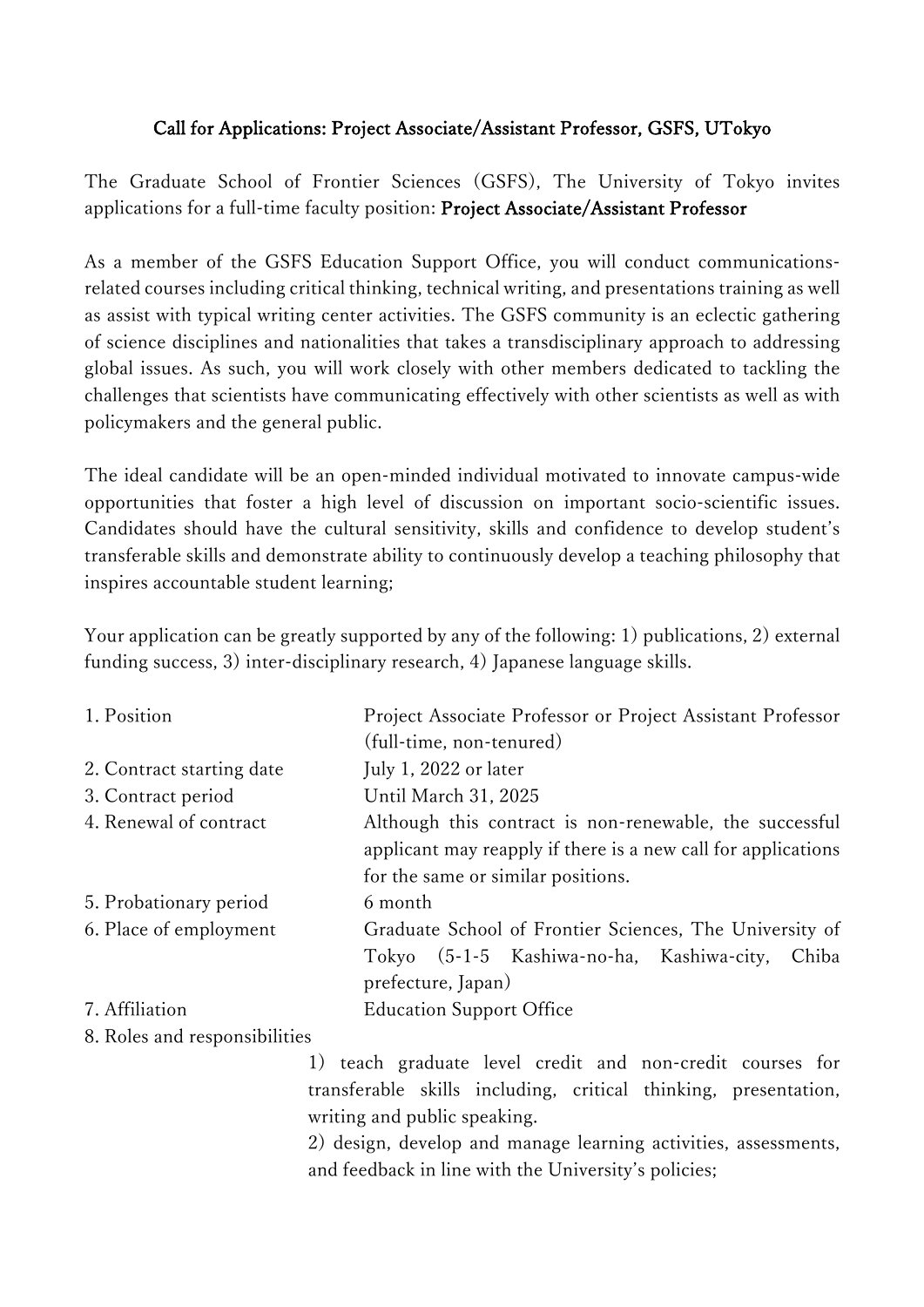# Call for Applications: Project Associate/Assistant Professor, GSFS, UTokyo

The Graduate School of Frontier Sciences (GSFS), The University of Tokyo invites applications for a full-time faculty position: **Project Associate/Assistant Professor**

As a member of the GSFS Education Support Office, you will conduct communications-related courses including critical thinking, technical writing, and presentations training as well as assist with typical writing center activities. The GSFS community is an eclectic gathering of science disciplines and nationalities that takes a transdisciplinary approach to addressing global issues. As such, you will work closely with other members dedicated to tackling the challenges that scientists have communicating effectively with other scientists as well as with policymakers and the general public.

The ideal candidate will be an open-minded individual motivated to innovate campus-wide opportunities that foster a high level of discussion on important socio-scientific issues. Candidates should have the cultural sensitivity, skills and confidence to develop student's transferable skills and demonstrate ability to continuously develop a teaching philosophy that inspires accountable student learning;

Your application can be greatly supported by any of the following: 1) publications, 2) external funding success, 3) inter-disciplinary research, 4) Japanese language skills.

| | |
|---|---|
| 1. Position | Project Associate Professor or Project Assistant Professor (full-time, non-tenured) |
| 2. Contract starting date | July 1, 2022 or later |
| 3. Contract period | Until March 31, 2025 |
| 4. Renewal of contract | Although this contract is non-renewable, the successful applicant may reapply if there is a new call for applications for the same or similar positions. |
| 5. Probationary period | 6 month |
| 6. Place of employment | Graduate School of Frontier Sciences, The University of Tokyo (5-1-5 Kashiwa-no-ha, Kashiwa-city, Chiba prefecture, Japan) |
| 7. Affiliation | Education Support Office |

8. Roles and responsibilities

1) teach graduate level credit and non-credit courses for transferable skills including, critical thinking, presentation, writing and public speaking.

2) design, develop and manage learning activities, assessments, and feedback in line with the University's policies;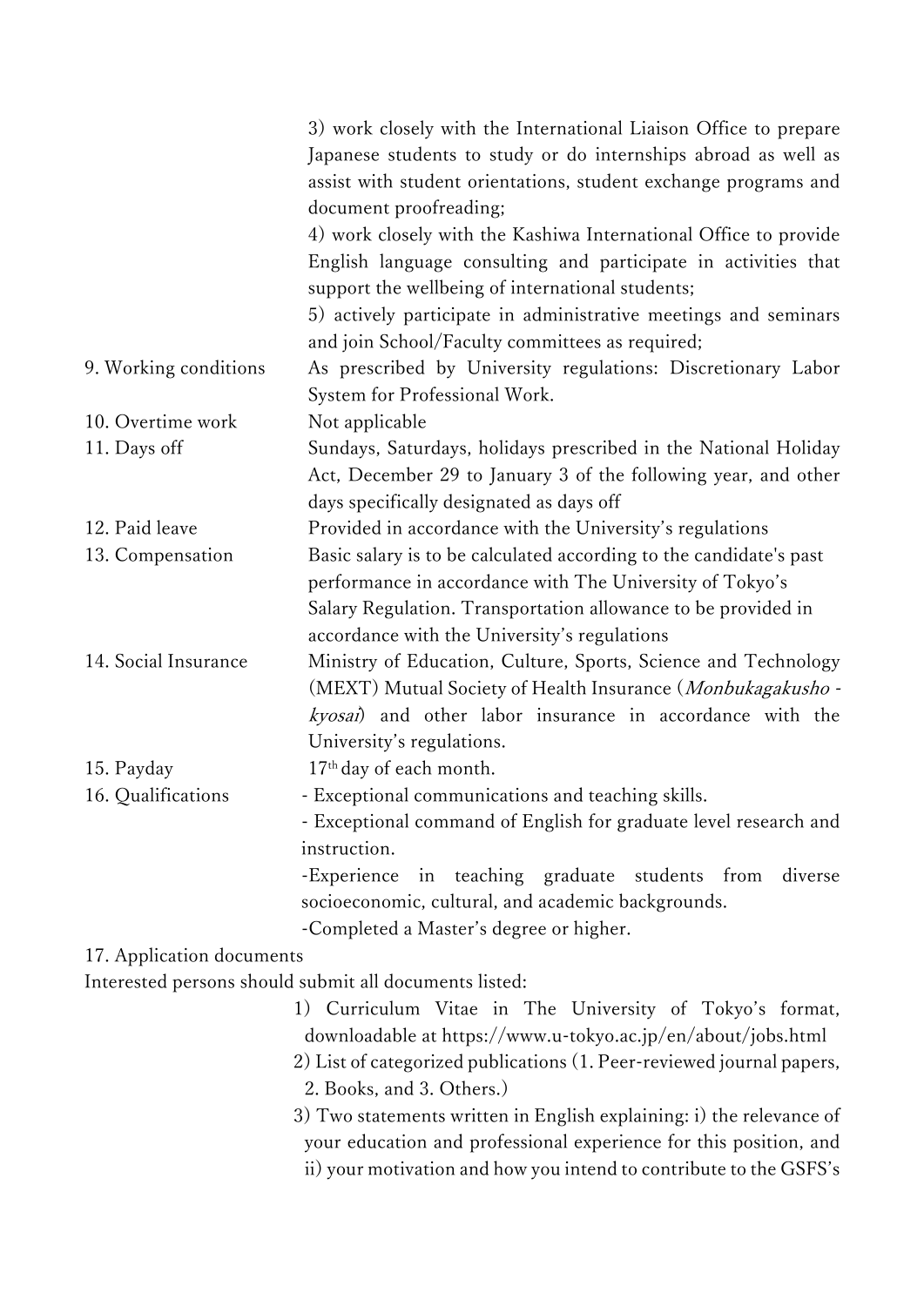3) work closely with the International Liaison Office to prepare Japanese students to study or do internships abroad as well as assist with student orientations, student exchange programs and document proofreading;

4) work closely with the Kashiwa International Office to provide English language consulting and participate in activities that support the wellbeing of international students;

5) actively participate in administrative meetings and seminars and join School/Faculty committees as required;

9. Working conditions — As prescribed by University regulations: Discretionary Labor System for Professional Work.

10. Overtime work — Not applicable

11. Days off — Sundays, Saturdays, holidays prescribed in the National Holiday Act, December 29 to January 3 of the following year, and other days specifically designated as days off

12. Paid leave — Provided in accordance with the University's regulations

13. Compensation — Basic salary is to be calculated according to the candidate's past performance in accordance with The University of Tokyo's Salary Regulation. Transportation allowance to be provided in accordance with the University's regulations

14. Social Insurance — Ministry of Education, Culture, Sports, Science and Technology (MEXT) Mutual Society of Health Insurance (*Monbukagakusho - kyosai*) and other labor insurance in accordance with the University's regulations.

15. Payday — 17th day of each month.

16. Qualifications

- Exceptional communications and teaching skills.
- Exceptional command of English for graduate level research and instruction.
- Experience in teaching graduate students from diverse socioeconomic, cultural, and academic backgrounds.
- Completed a Master's degree or higher.

17. Application documents

Interested persons should submit all documents listed:

1) Curriculum Vitae in The University of Tokyo's format, downloadable at https://www.u-tokyo.ac.jp/en/about/jobs.html

2) List of categorized publications (1. Peer-reviewed journal papers, 2. Books, and 3. Others.)

3) Two statements written in English explaining: i) the relevance of your education and professional experience for this position, and ii) your motivation and how you intend to contribute to the GSFS's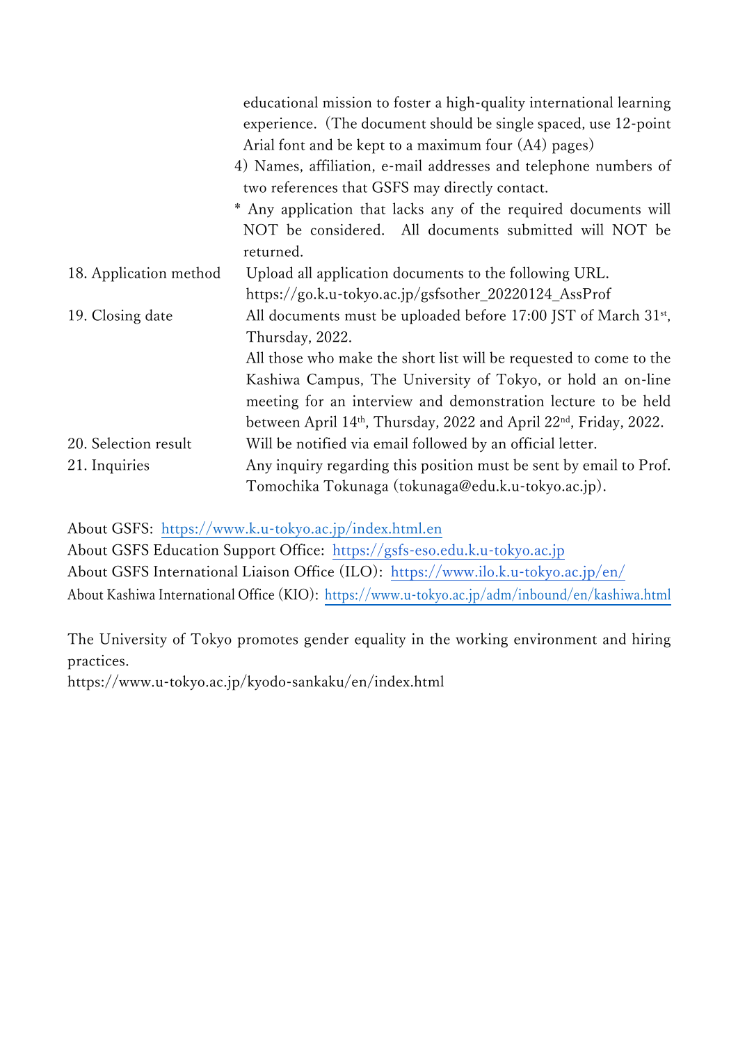educational mission to foster a high-quality international learning experience. (The document should be single spaced, use 12-point Arial font and be kept to a maximum four (A4) pages)

4) Names, affiliation, e-mail addresses and telephone numbers of two references that GSFS may directly contact.

* Any application that lacks any of the required documents will NOT be considered. All documents submitted will NOT be returned.

| | |
|---|---|
| 18. Application method | Upload all application documents to the following URL. https://go.k.u-tokyo.ac.jp/gsfsother_20220124_AssProf |
| 19. Closing date | All documents must be uploaded before 17:00 JST of March 31st, Thursday, 2022. All those who make the short list will be requested to come to the Kashiwa Campus, The University of Tokyo, or hold an on-line meeting for an interview and demonstration lecture to be held between April 14th, Thursday, 2022 and April 22nd, Friday, 2022. |
| 20. Selection result | Will be notified via email followed by an official letter. |
| 21. Inquiries | Any inquiry regarding this position must be sent by email to Prof. Tomochika Tokunaga (tokunaga@edu.k.u-tokyo.ac.jp). |

About GSFS: https://www.k.u-tokyo.ac.jp/index.html.en
About GSFS Education Support Office: https://gsfs-eso.edu.k.u-tokyo.ac.jp
About GSFS International Liaison Office (ILO): https://www.ilo.k.u-tokyo.ac.jp/en/
About Kashiwa International Office (KIO): https://www.u-tokyo.ac.jp/adm/inbound/en/kashiwa.html

The University of Tokyo promotes gender equality in the working environment and hiring practices.
https://www.u-tokyo.ac.jp/kyodo-sankaku/en/index.html